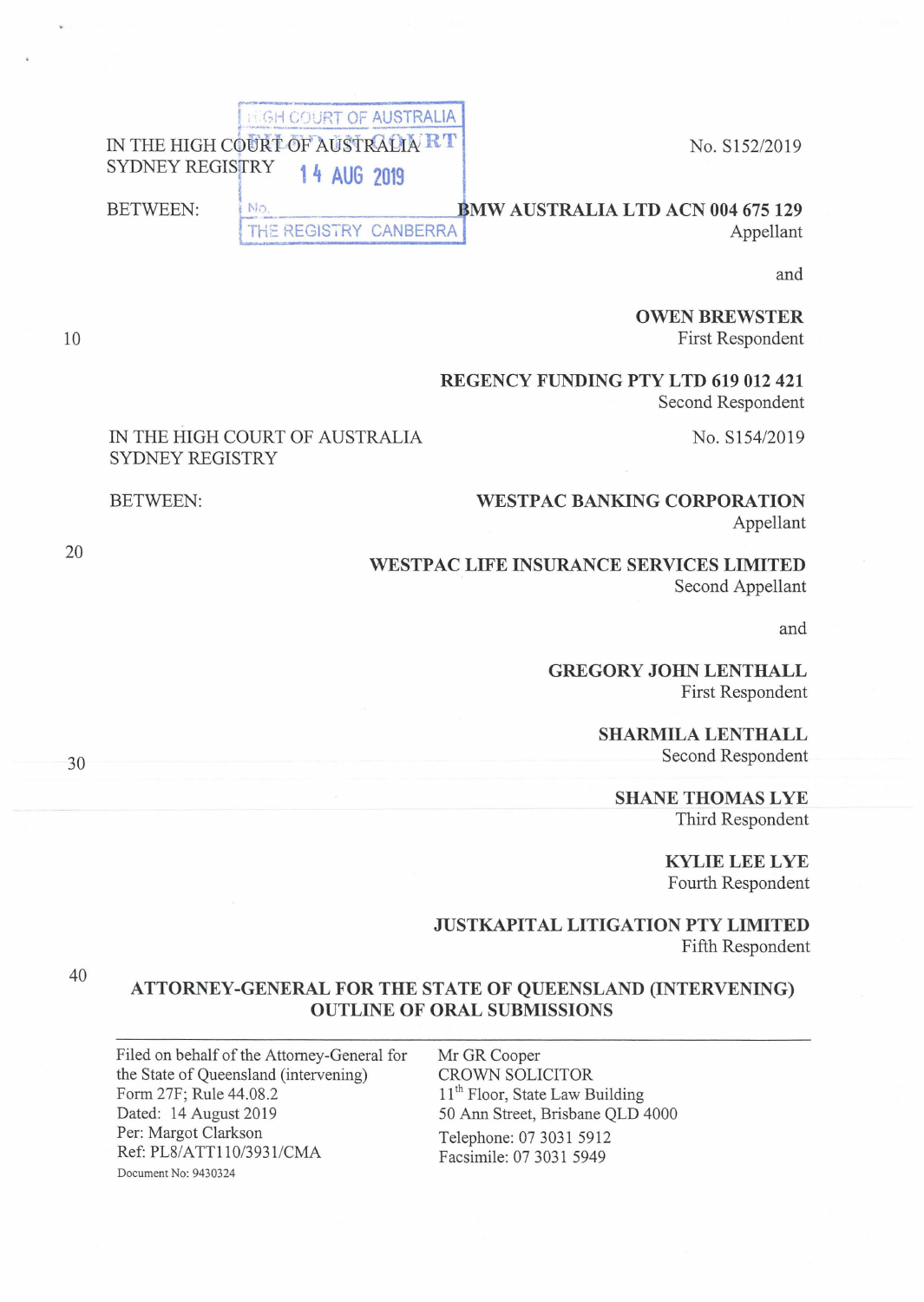HIGH COURT OF AUSTRALIA
FILED IN COURT
14 AUG 2019
No.
THE REGISTRY CANBERRA

IN THE HIGH COURT OF AUSTRALIA
SYDNEY REGISTRY

No. S152/2019

BETWEEN:

**BMW AUSTRALIA LTD ACN 004 675 129**
Appellant

and

**OWEN BREWSTER**
First Respondent

**REGENCY FUNDING PTY LTD 619 012 421**
Second Respondent

IN THE HIGH COURT OF AUSTRALIA
SYDNEY REGISTRY

No. S154/2019

BETWEEN:

**WESTPAC BANKING CORPORATION**
Appellant

**WESTPAC LIFE INSURANCE SERVICES LIMITED**
Second Appellant

and

**GREGORY JOHN LENTHALL**
First Respondent

**SHARMILA LENTHALL**
Second Respondent

**SHANE THOMAS LYE**
Third Respondent

**KYLIE LEE LYE**
Fourth Respondent

**JUSTKAPITAL LITIGATION PTY LIMITED**
Fifth Respondent

**ATTORNEY-GENERAL FOR THE STATE OF QUEENSLAND (INTERVENING)**
**OUTLINE OF ORAL SUBMISSIONS**

| | |
|---|---|
| Filed on behalf of the Attorney-General for the State of Queensland (intervening) | Mr GR Cooper |
| Form 27F; Rule 44.08.2 | CROWN SOLICITOR |
| Dated: 14 August 2019 | 11th Floor, State Law Building |
| Per: Margot Clarkson | 50 Ann Street, Brisbane QLD 4000 |
| Ref: PL8/ATT110/3931/CMA | Telephone: 07 3031 5912 |
| Document No: 9430324 | Facsimile: 07 3031 5949 |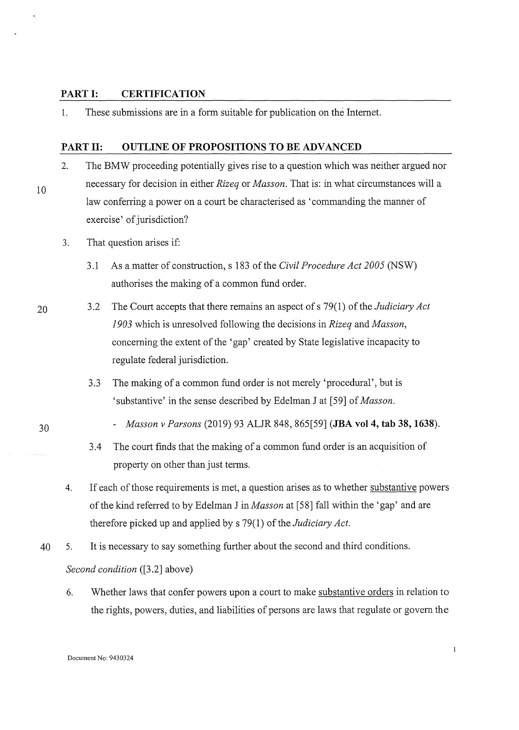## PART I: CERTIFICATION

1. These submissions are in a form suitable for publication on the Internet.

## PART II: OUTLINE OF PROPOSITIONS TO BE ADVANCED

2. The BMW proceeding potentially gives rise to a question which was neither argued nor necessary for decision in either *Rizeq* or *Masson*. That is: in what circumstances will a law conferring a power on a court be characterised as 'commanding the manner of exercise' of jurisdiction?

3. That question arises if:

   3.1 As a matter of construction, s 183 of the *Civil Procedure Act 2005* (NSW) authorises the making of a common fund order.

   3.2 The Court accepts that there remains an aspect of s 79(1) of the *Judiciary Act 1903* which is unresolved following the decisions in *Rizeq* and *Masson*, concerning the extent of the 'gap' created by State legislative incapacity to regulate federal jurisdiction.

   3.3 The making of a common fund order is not merely 'procedural', but is 'substantive' in the sense described by Edelman J at [59] of *Masson*.

   - *Masson v Parsons* (2019) 93 ALJR 848, 865[59] (**JBA vol 4, tab 38, 1638**).

   3.4 The court finds that the making of a common fund order is an acquisition of property on other than just terms.

4. If each of those requirements is met, a question arises as to whether <u>substantive</u> powers of the kind referred to by Edelman J in *Masson* at [58] fall within the 'gap' and are therefore picked up and applied by s 79(1) of the *Judiciary Act*.

5. It is necessary to say something further about the second and third conditions.

*Second condition* ([3.2] above)

6. Whether laws that confer powers upon a court to make <u>substantive orders</u> in relation to the rights, powers, duties, and liabilities of persons are laws that regulate or govern the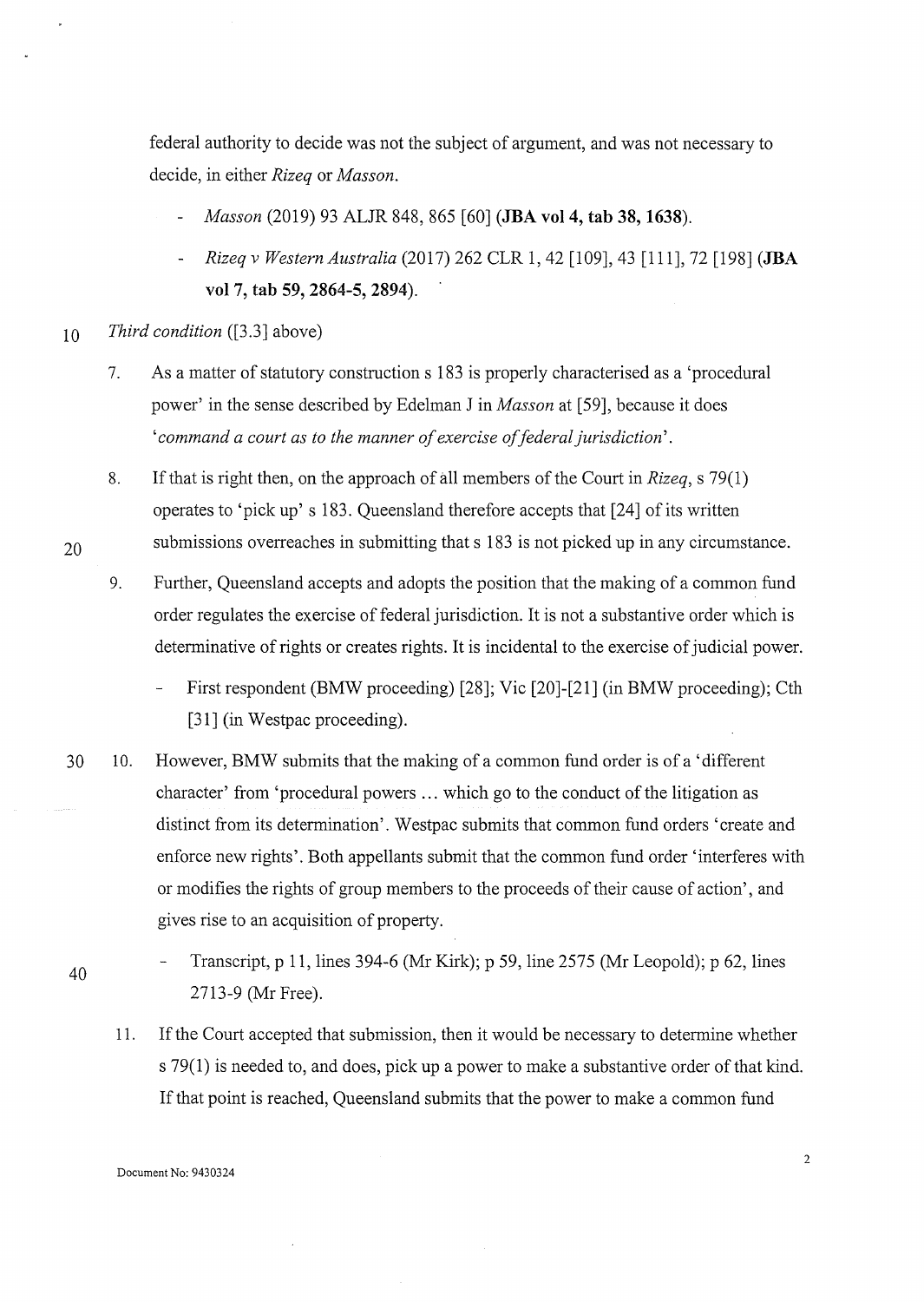federal authority to decide was not the subject of argument, and was not necessary to decide, in either *Rizeq* or *Masson*.

- *Masson* (2019) 93 ALJR 848, 865 [60] (**JBA vol 4, tab 38, 1638**).
- *Rizeq v Western Australia* (2017) 262 CLR 1, 42 [109], 43 [111], 72 [198] (**JBA vol 7, tab 59, 2864-5, 2894**).

*Third condition* ([3.3] above)

7. As a matter of statutory construction s 183 is properly characterised as a 'procedural power' in the sense described by Edelman J in *Masson* at [59], because it does '*command a court as to the manner of exercise of federal jurisdiction*'.

8. If that is right then, on the approach of all members of the Court in *Rizeq*, s 79(1) operates to 'pick up' s 183. Queensland therefore accepts that [24] of its written submissions overreaches in submitting that s 183 is not picked up in any circumstance.

9. Further, Queensland accepts and adopts the position that the making of a common fund order regulates the exercise of federal jurisdiction. It is not a substantive order which is determinative of rights or creates rights. It is incidental to the exercise of judicial power.

   - First respondent (BMW proceeding) [28]; Vic [20]-[21] (in BMW proceeding); Cth [31] (in Westpac proceeding).

10. However, BMW submits that the making of a common fund order is of a 'different character' from 'procedural powers … which go to the conduct of the litigation as distinct from its determination'. Westpac submits that common fund orders 'create and enforce new rights'. Both appellants submit that the common fund order 'interferes with or modifies the rights of group members to the proceeds of their cause of action', and gives rise to an acquisition of property.

    - Transcript, p 11, lines 394-6 (Mr Kirk); p 59, line 2575 (Mr Leopold); p 62, lines 2713-9 (Mr Free).

11. If the Court accepted that submission, then it would be necessary to determine whether s 79(1) is needed to, and does, pick up a power to make a substantive order of that kind. If that point is reached, Queensland submits that the power to make a common fund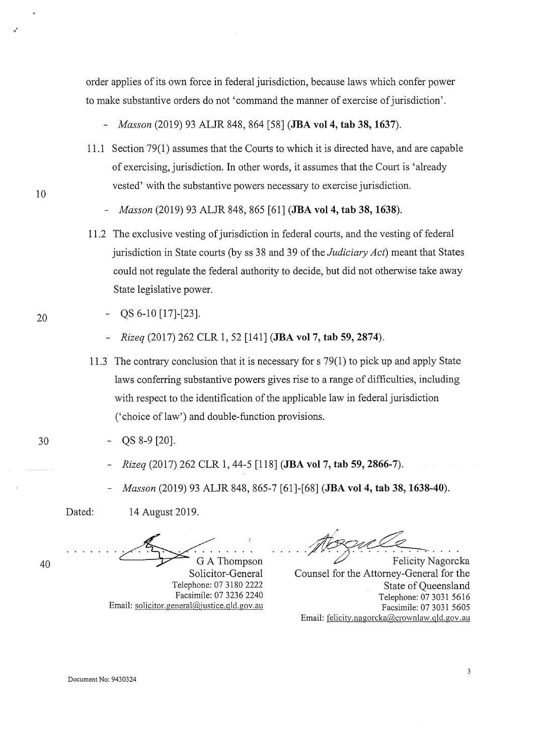order applies of its own force in federal jurisdiction, because laws which confer power to make substantive orders do not 'command the manner of exercise of jurisdiction'.

- *Masson* (2019) 93 ALJR 848, 864 [58] (**JBA vol 4, tab 38, 1637**).

11.1 Section 79(1) assumes that the Courts to which it is directed have, and are capable of exercising, jurisdiction. In other words, it assumes that the Court is 'already vested' with the substantive powers necessary to exercise jurisdiction.

- *Masson* (2019) 93 ALJR 848, 865 [61] (**JBA vol 4, tab 38, 1638**).

11.2 The exclusive vesting of jurisdiction in federal courts, and the vesting of federal jurisdiction in State courts (by ss 38 and 39 of the *Judiciary Act*) meant that States could not regulate the federal authority to decide, but did not otherwise take away State legislative power.

- QS 6-10 [17]-[23].
- *Rizeq* (2017) 262 CLR 1, 52 [141] (**JBA vol 7, tab 59, 2874**).

11.3 The contrary conclusion that it is necessary for s 79(1) to pick up and apply State laws conferring substantive powers gives rise to a range of difficulties, including with respect to the identification of the applicable law in federal jurisdiction ('choice of law') and double-function provisions.

- QS 8-9 [20].
- *Rizeq* (2017) 262 CLR 1, 44-5 [118] (**JBA vol 7, tab 59, 2866-7**).
- *Masson* (2019) 93 ALJR 848, 865-7 [61]-[68] (**JBA vol 4, tab 38, 1638-40**).

Dated: 14 August 2019.

G A Thompson
Solicitor-General
Telephone: 07 3180 2222
Facsimile: 07 3236 2240
Email: solicitor.general@justice.qld.gov.au

Felicity Nagorcka
Counsel for the Attorney-General for the State of Queensland
Telephone: 07 3031 5616
Facsimile: 07 3031 5605
Email: felicity.nagorcka@crownlaw.qld.gov.au

Document No: 9430324